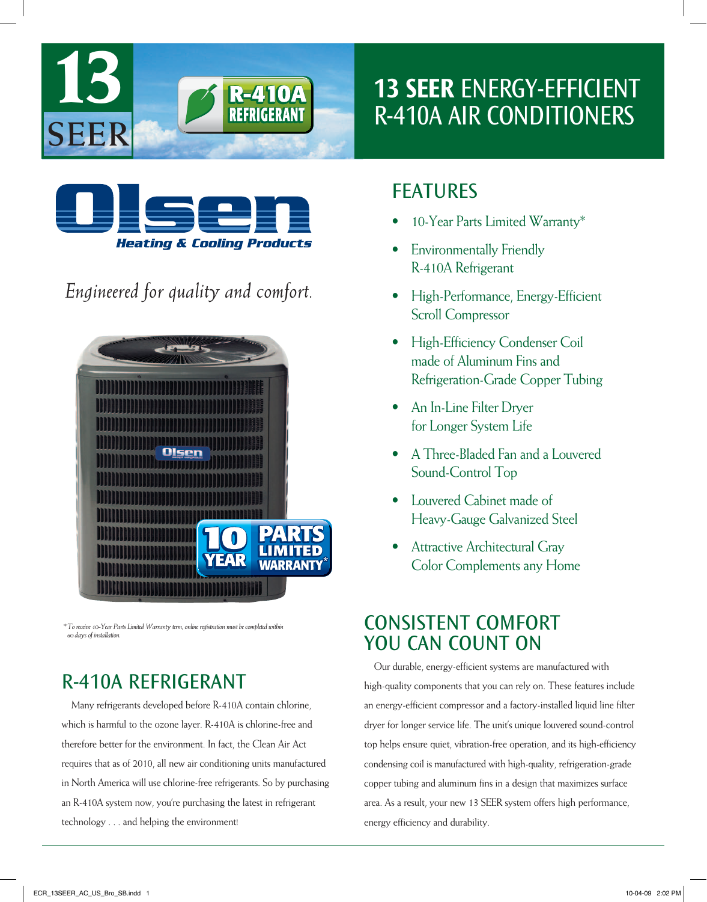# 13 SEER ENERGY-EFFICIENT R-410A AIR CONDITIONERS

13 SEER

R-410A REFRIGERANT

Olsen Heating & Cooling Products

*Engineered for quality and comfort.*

10 YEAR PARTS LIMITED WARRANTY*

*\*To receive 10-Year Parts Limited Warranty term, online registration must be completed within 60 days of installation.*

## FEATURES

- 10-Year Parts Limited Warranty*
- Environmentally Friendly R-410A Refrigerant
- High-Performance, Energy-Efficient Scroll Compressor
- High-Efficiency Condenser Coil made of Aluminum Fins and Refrigeration-Grade Copper Tubing
- An In-Line Filter Dryer for Longer System Life
- A Three-Bladed Fan and a Louvered Sound-Control Top
- Louvered Cabinet made of Heavy-Gauge Galvanized Steel
- Attractive Architectural Gray Color Complements any Home

## R-410A REFRIGERANT

Many refrigerants developed before R-410A contain chlorine, which is harmful to the ozone layer. R-410A is chlorine-free and therefore better for the environment. In fact, the Clean Air Act requires that as of 2010, all new air conditioning units manufactured in North America will use chlorine-free refrigerants. So by purchasing an R-410A system now, you're purchasing the latest in refrigerant technology . . . and helping the environment!

## CONSISTENT COMFORT YOU CAN COUNT ON

Our durable, energy-efficient systems are manufactured with high-quality components that you can rely on. These features include an energy-efficient compressor and a factory-installed liquid line filter dryer for longer service life. The unit's unique louvered sound-control top helps ensure quiet, vibration-free operation, and its high-efficiency condensing coil is manufactured with high-quality, refrigeration-grade copper tubing and aluminum fins in a design that maximizes surface area. As a result, your new 13 SEER system offers high performance, energy efficiency and durability.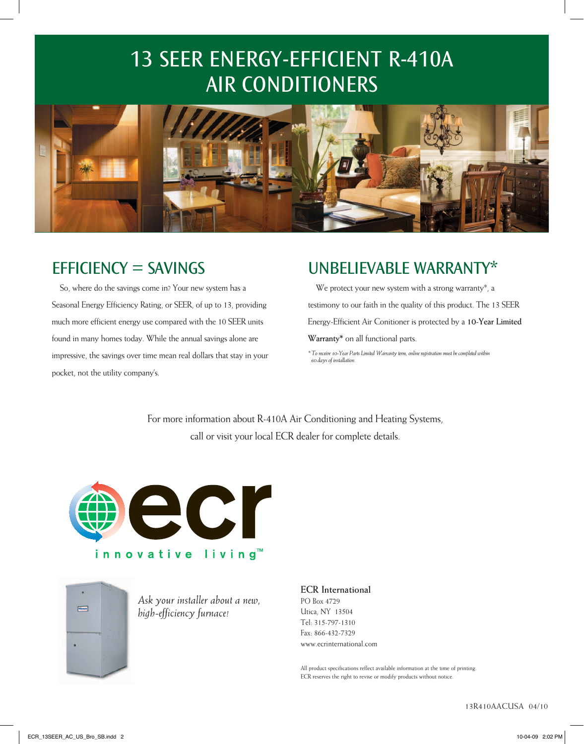# 13 SEER ENERGY-EFFICIENT R-410A AIR CONDITIONERS

## EFFICIENCY = SAVINGS

So, where do the savings come in? Your new system has a Seasonal Energy Efficiency Rating, or SEER, of up to 13, providing much more efficient energy use compared with the 10 SEER units found in many homes today. While the annual savings alone are impressive, the savings over time mean real dollars that stay in your pocket, not the utility company's.

## UNBELIEVABLE WARRANTY*

We protect your new system with a strong warranty*, a testimony to our faith in the quality of this product. The 13 SEER Energy-Efficient Air Conitioner is protected by a **10-Year Limited Warranty*** on all functional parts.

*\*To receive 10-Year Parts Limited Warranty term, online registration must be completed within 60 days of installation.*

For more information about R-410A Air Conditioning and Heating Systems, call or visit your local ECR dealer for complete details.

ecr

innovative living™

*Ask your installer about a new, high-efficiency furnace!*

**ECR International**
PO Box 4729
Utica, NY 13504
Tel: 315-797-1310
Fax: 866-432-7329
www.ecrinternational.com

All product specifications reflect available information at the time of printing. ECR reserves the right to revise or modify products without notice.

13R410AACUSA 04/10